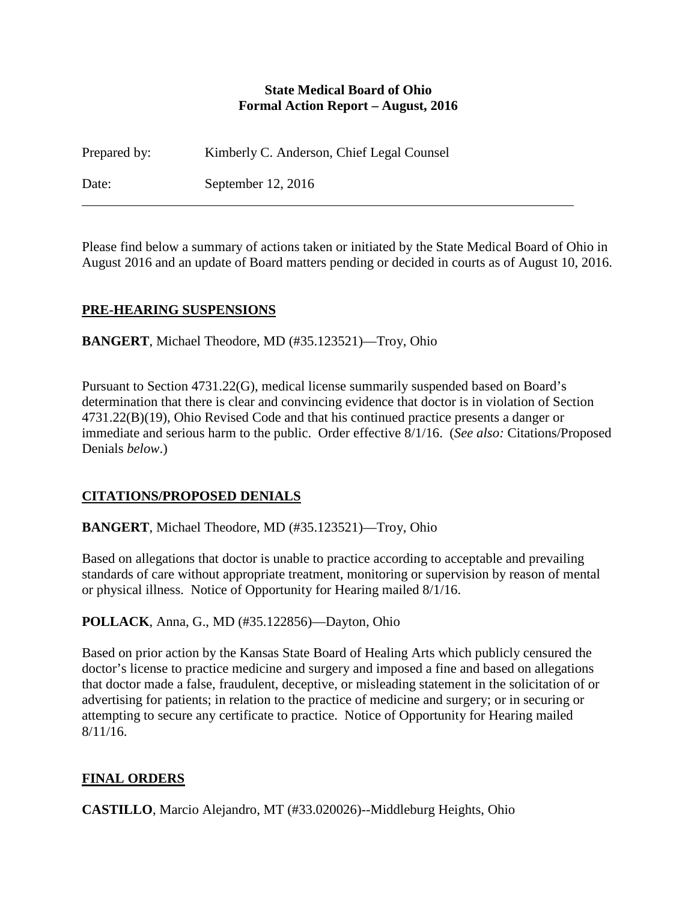**State Medical Board of Ohio**
**Formal Action Report – August, 2016**

Prepared by: Kimberly C. Anderson, Chief Legal Counsel

Date: September 12, 2016

---

Please find below a summary of actions taken or initiated by the State Medical Board of Ohio in August 2016 and an update of Board matters pending or decided in courts as of August 10, 2016.

## PRE-HEARING SUSPENSIONS

**BANGERT**, Michael Theodore, MD (#35.123521)—Troy, Ohio

Pursuant to Section 4731.22(G), medical license summarily suspended based on Board's determination that there is clear and convincing evidence that doctor is in violation of Section 4731.22(B)(19), Ohio Revised Code and that his continued practice presents a danger or immediate and serious harm to the public. Order effective 8/1/16. (*See also:* Citations/Proposed Denials *below*.)

## CITATIONS/PROPOSED DENIALS

**BANGERT**, Michael Theodore, MD (#35.123521)—Troy, Ohio

Based on allegations that doctor is unable to practice according to acceptable and prevailing standards of care without appropriate treatment, monitoring or supervision by reason of mental or physical illness. Notice of Opportunity for Hearing mailed 8/1/16.

**POLLACK**, Anna, G., MD (#35.122856)—Dayton, Ohio

Based on prior action by the Kansas State Board of Healing Arts which publicly censured the doctor's license to practice medicine and surgery and imposed a fine and based on allegations that doctor made a false, fraudulent, deceptive, or misleading statement in the solicitation of or advertising for patients; in relation to the practice of medicine and surgery; or in securing or attempting to secure any certificate to practice. Notice of Opportunity for Hearing mailed 8/11/16.

## FINAL ORDERS

**CASTILLO**, Marcio Alejandro, MT (#33.020026)--Middleburg Heights, Ohio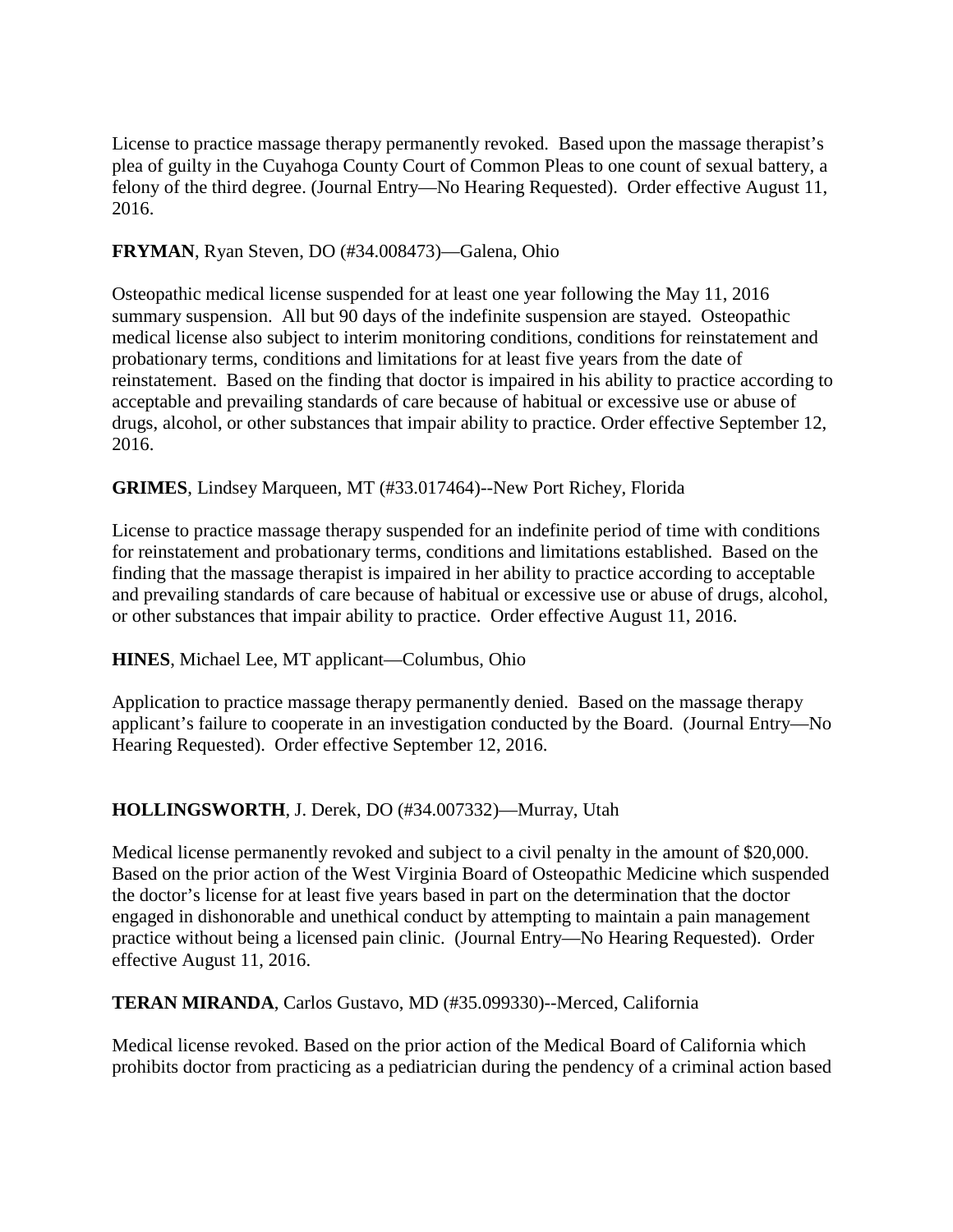License to practice massage therapy permanently revoked. Based upon the massage therapist's plea of guilty in the Cuyahoga County Court of Common Pleas to one count of sexual battery, a felony of the third degree. (Journal Entry—No Hearing Requested). Order effective August 11, 2016.

**FRYMAN**, Ryan Steven, DO (#34.008473)—Galena, Ohio

Osteopathic medical license suspended for at least one year following the May 11, 2016 summary suspension. All but 90 days of the indefinite suspension are stayed. Osteopathic medical license also subject to interim monitoring conditions, conditions for reinstatement and probationary terms, conditions and limitations for at least five years from the date of reinstatement. Based on the finding that doctor is impaired in his ability to practice according to acceptable and prevailing standards of care because of habitual or excessive use or abuse of drugs, alcohol, or other substances that impair ability to practice. Order effective September 12, 2016.

**GRIMES**, Lindsey Marqueen, MT (#33.017464)--New Port Richey, Florida

License to practice massage therapy suspended for an indefinite period of time with conditions for reinstatement and probationary terms, conditions and limitations established. Based on the finding that the massage therapist is impaired in her ability to practice according to acceptable and prevailing standards of care because of habitual or excessive use or abuse of drugs, alcohol, or other substances that impair ability to practice. Order effective August 11, 2016.

**HINES**, Michael Lee, MT applicant—Columbus, Ohio

Application to practice massage therapy permanently denied. Based on the massage therapy applicant's failure to cooperate in an investigation conducted by the Board. (Journal Entry—No Hearing Requested). Order effective September 12, 2016.

**HOLLINGSWORTH**, J. Derek, DO (#34.007332)—Murray, Utah

Medical license permanently revoked and subject to a civil penalty in the amount of $20,000. Based on the prior action of the West Virginia Board of Osteopathic Medicine which suspended the doctor's license for at least five years based in part on the determination that the doctor engaged in dishonorable and unethical conduct by attempting to maintain a pain management practice without being a licensed pain clinic. (Journal Entry—No Hearing Requested). Order effective August 11, 2016.

**TERAN MIRANDA**, Carlos Gustavo, MD (#35.099330)--Merced, California

Medical license revoked. Based on the prior action of the Medical Board of California which prohibits doctor from practicing as a pediatrician during the pendency of a criminal action based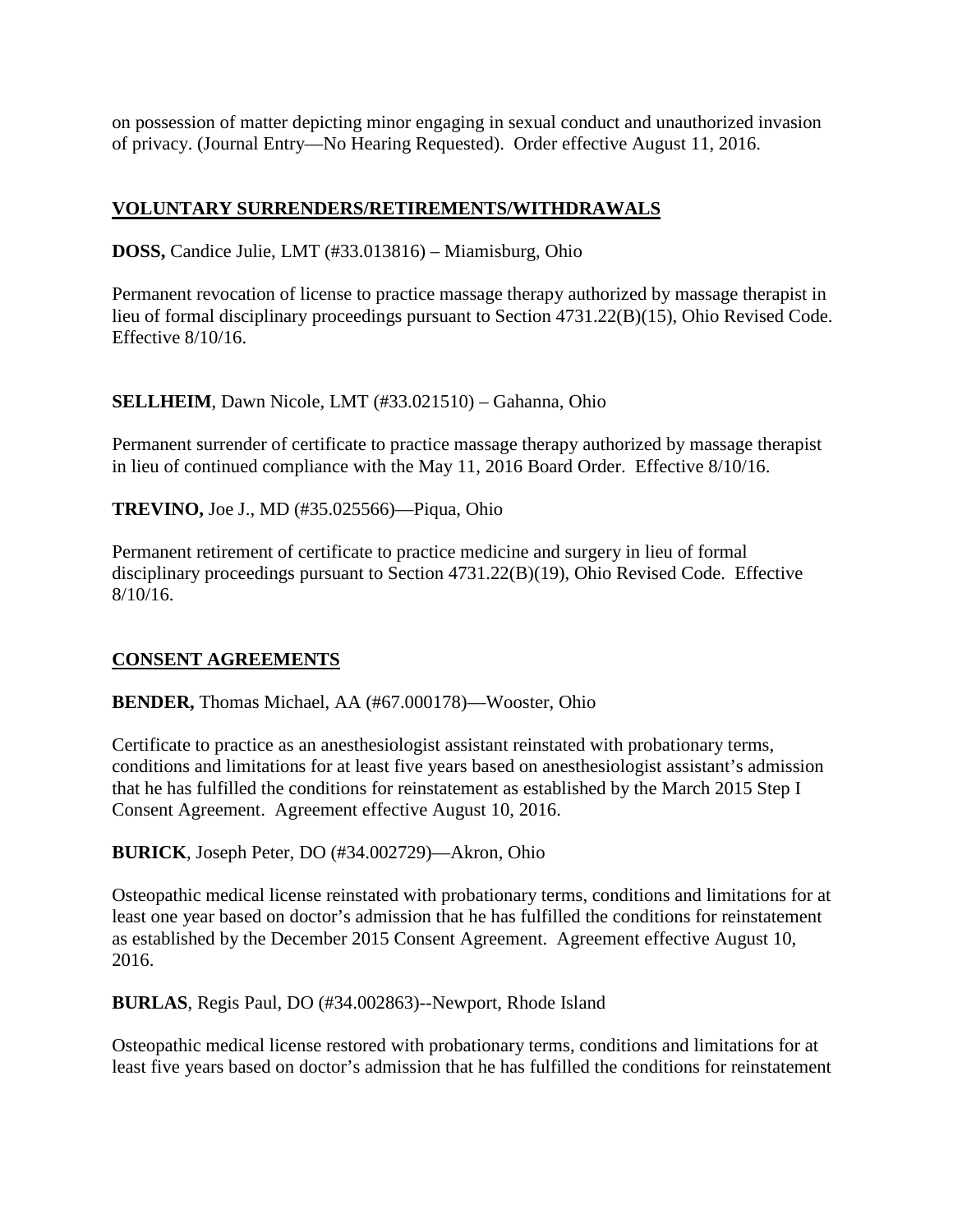on possession of matter depicting minor engaging in sexual conduct and unauthorized invasion of privacy. (Journal Entry—No Hearing Requested). Order effective August 11, 2016.

## VOLUNTARY SURRENDERS/RETIREMENTS/WITHDRAWALS

**DOSS,** Candice Julie, LMT (#33.013816) – Miamisburg, Ohio

Permanent revocation of license to practice massage therapy authorized by massage therapist in lieu of formal disciplinary proceedings pursuant to Section 4731.22(B)(15), Ohio Revised Code. Effective 8/10/16.

**SELLHEIM**, Dawn Nicole, LMT (#33.021510) – Gahanna, Ohio

Permanent surrender of certificate to practice massage therapy authorized by massage therapist in lieu of continued compliance with the May 11, 2016 Board Order. Effective 8/10/16.

**TREVINO,** Joe J., MD (#35.025566)—Piqua, Ohio

Permanent retirement of certificate to practice medicine and surgery in lieu of formal disciplinary proceedings pursuant to Section 4731.22(B)(19), Ohio Revised Code. Effective 8/10/16.

## CONSENT AGREEMENTS

**BENDER,** Thomas Michael, AA (#67.000178)—Wooster, Ohio

Certificate to practice as an anesthesiologist assistant reinstated with probationary terms, conditions and limitations for at least five years based on anesthesiologist assistant's admission that he has fulfilled the conditions for reinstatement as established by the March 2015 Step I Consent Agreement. Agreement effective August 10, 2016.

**BURICK**, Joseph Peter, DO (#34.002729)—Akron, Ohio

Osteopathic medical license reinstated with probationary terms, conditions and limitations for at least one year based on doctor's admission that he has fulfilled the conditions for reinstatement as established by the December 2015 Consent Agreement. Agreement effective August 10, 2016.

**BURLAS**, Regis Paul, DO (#34.002863)--Newport, Rhode Island

Osteopathic medical license restored with probationary terms, conditions and limitations for at least five years based on doctor's admission that he has fulfilled the conditions for reinstatement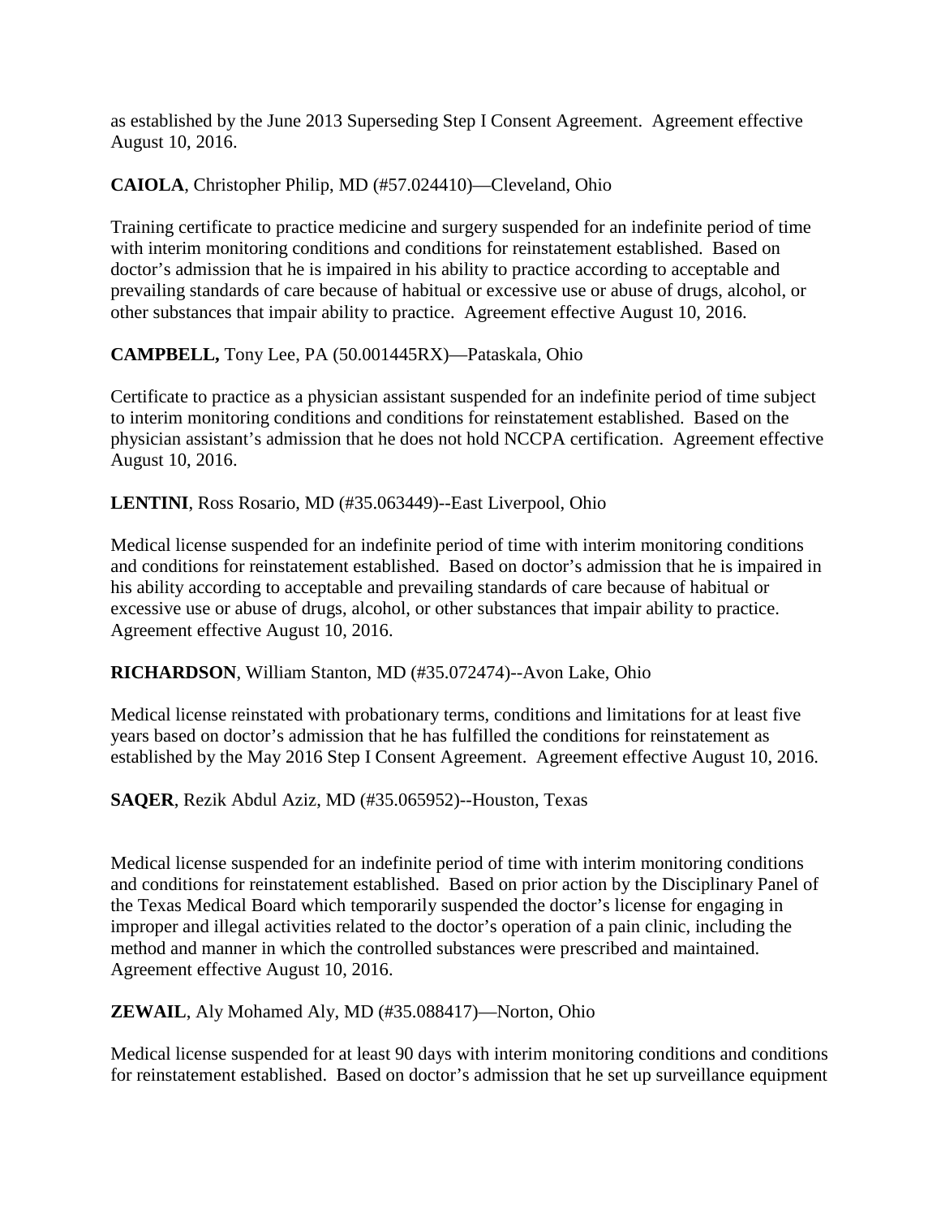as established by the June 2013 Superseding Step I Consent Agreement. Agreement effective August 10, 2016.

**CAIOLA**, Christopher Philip, MD (#57.024410)—Cleveland, Ohio

Training certificate to practice medicine and surgery suspended for an indefinite period of time with interim monitoring conditions and conditions for reinstatement established. Based on doctor's admission that he is impaired in his ability to practice according to acceptable and prevailing standards of care because of habitual or excessive use or abuse of drugs, alcohol, or other substances that impair ability to practice. Agreement effective August 10, 2016.

**CAMPBELL,** Tony Lee, PA (50.001445RX)—Pataskala, Ohio

Certificate to practice as a physician assistant suspended for an indefinite period of time subject to interim monitoring conditions and conditions for reinstatement established. Based on the physician assistant's admission that he does not hold NCCPA certification. Agreement effective August 10, 2016.

**LENTINI**, Ross Rosario, MD (#35.063449)--East Liverpool, Ohio

Medical license suspended for an indefinite period of time with interim monitoring conditions and conditions for reinstatement established. Based on doctor's admission that he is impaired in his ability according to acceptable and prevailing standards of care because of habitual or excessive use or abuse of drugs, alcohol, or other substances that impair ability to practice. Agreement effective August 10, 2016.

**RICHARDSON**, William Stanton, MD (#35.072474)--Avon Lake, Ohio

Medical license reinstated with probationary terms, conditions and limitations for at least five years based on doctor's admission that he has fulfilled the conditions for reinstatement as established by the May 2016 Step I Consent Agreement. Agreement effective August 10, 2016.

**SAQER**, Rezik Abdul Aziz, MD (#35.065952)--Houston, Texas

Medical license suspended for an indefinite period of time with interim monitoring conditions and conditions for reinstatement established. Based on prior action by the Disciplinary Panel of the Texas Medical Board which temporarily suspended the doctor's license for engaging in improper and illegal activities related to the doctor's operation of a pain clinic, including the method and manner in which the controlled substances were prescribed and maintained. Agreement effective August 10, 2016.

**ZEWAIL**, Aly Mohamed Aly, MD (#35.088417)—Norton, Ohio

Medical license suspended for at least 90 days with interim monitoring conditions and conditions for reinstatement established. Based on doctor's admission that he set up surveillance equipment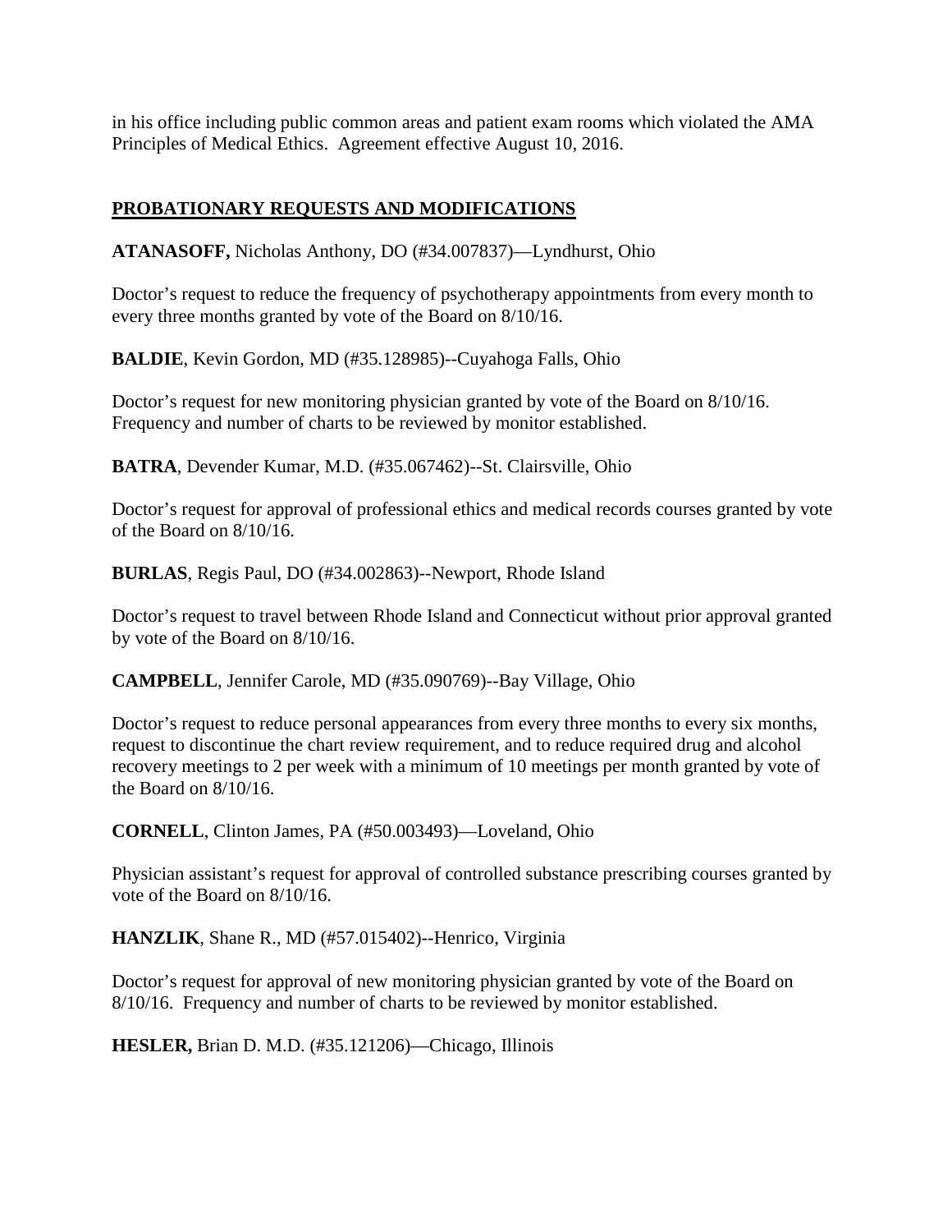in his office including public common areas and patient exam rooms which violated the AMA Principles of Medical Ethics. Agreement effective August 10, 2016.

## PROBATIONARY REQUESTS AND MODIFICATIONS

**ATANASOFF,** Nicholas Anthony, DO (#34.007837)—Lyndhurst, Ohio

Doctor's request to reduce the frequency of psychotherapy appointments from every month to every three months granted by vote of the Board on 8/10/16.

**BALDIE**, Kevin Gordon, MD (#35.128985)--Cuyahoga Falls, Ohio

Doctor's request for new monitoring physician granted by vote of the Board on 8/10/16. Frequency and number of charts to be reviewed by monitor established.

**BATRA**, Devender Kumar, M.D. (#35.067462)--St. Clairsville, Ohio

Doctor's request for approval of professional ethics and medical records courses granted by vote of the Board on 8/10/16.

**BURLAS**, Regis Paul, DO (#34.002863)--Newport, Rhode Island

Doctor's request to travel between Rhode Island and Connecticut without prior approval granted by vote of the Board on 8/10/16.

**CAMPBELL**, Jennifer Carole, MD (#35.090769)--Bay Village, Ohio

Doctor's request to reduce personal appearances from every three months to every six months, request to discontinue the chart review requirement, and to reduce required drug and alcohol recovery meetings to 2 per week with a minimum of 10 meetings per month granted by vote of the Board on 8/10/16.

**CORNELL**, Clinton James, PA (#50.003493)—Loveland, Ohio

Physician assistant's request for approval of controlled substance prescribing courses granted by vote of the Board on 8/10/16.

**HANZLIK**, Shane R., MD (#57.015402)--Henrico, Virginia

Doctor's request for approval of new monitoring physician granted by vote of the Board on 8/10/16. Frequency and number of charts to be reviewed by monitor established.

**HESLER,** Brian D. M.D. (#35.121206)—Chicago, Illinois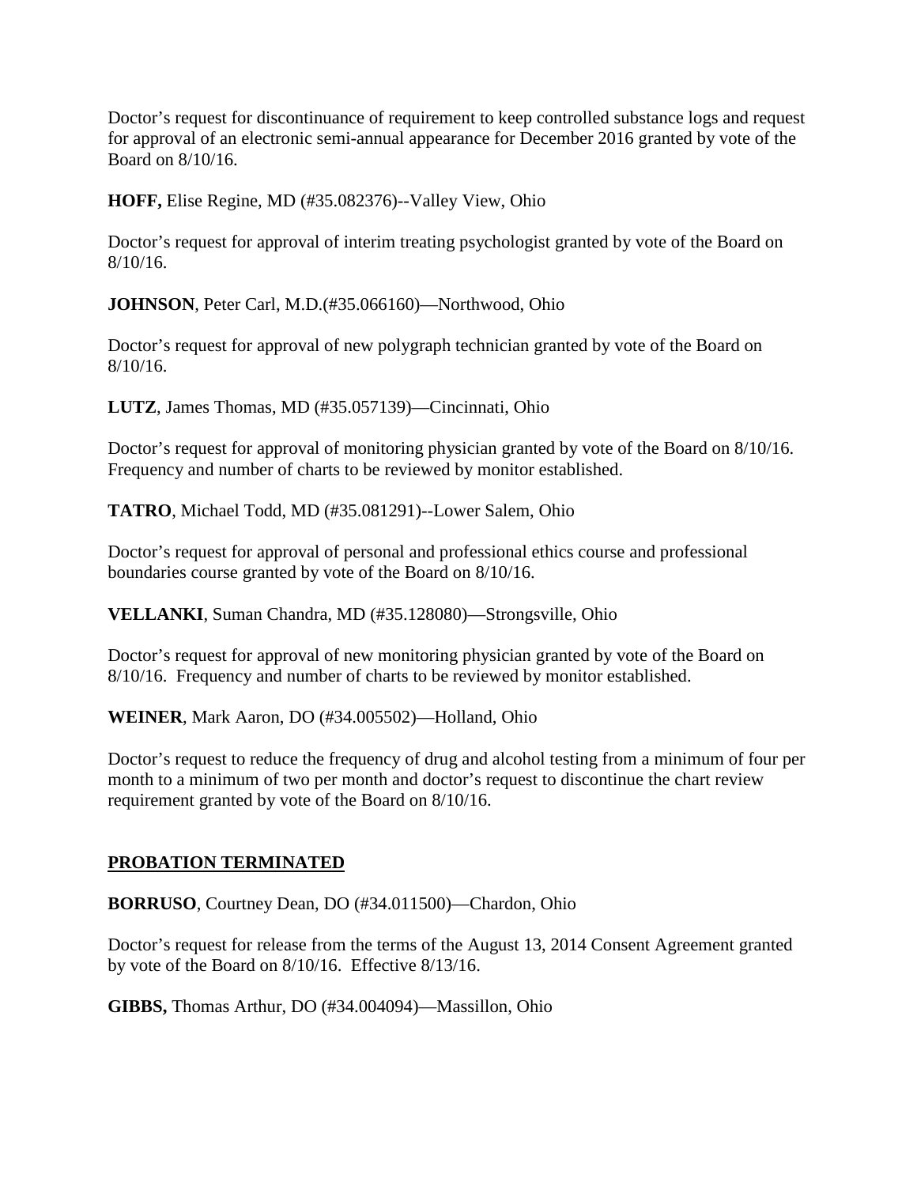Doctor's request for discontinuance of requirement to keep controlled substance logs and request for approval of an electronic semi-annual appearance for December 2016 granted by vote of the Board on 8/10/16.

**HOFF,** Elise Regine, MD (#35.082376)--Valley View, Ohio

Doctor's request for approval of interim treating psychologist granted by vote of the Board on 8/10/16.

**JOHNSON**, Peter Carl, M.D.(#35.066160)—Northwood, Ohio

Doctor's request for approval of new polygraph technician granted by vote of the Board on 8/10/16.

**LUTZ**, James Thomas, MD (#35.057139)—Cincinnati, Ohio

Doctor's request for approval of monitoring physician granted by vote of the Board on 8/10/16. Frequency and number of charts to be reviewed by monitor established.

**TATRO**, Michael Todd, MD (#35.081291)--Lower Salem, Ohio

Doctor's request for approval of personal and professional ethics course and professional boundaries course granted by vote of the Board on 8/10/16.

**VELLANKI**, Suman Chandra, MD (#35.128080)—Strongsville, Ohio

Doctor's request for approval of new monitoring physician granted by vote of the Board on 8/10/16. Frequency and number of charts to be reviewed by monitor established.

**WEINER**, Mark Aaron, DO (#34.005502)—Holland, Ohio

Doctor's request to reduce the frequency of drug and alcohol testing from a minimum of four per month to a minimum of two per month and doctor's request to discontinue the chart review requirement granted by vote of the Board on 8/10/16.

## PROBATION TERMINATED

**BORRUSO**, Courtney Dean, DO (#34.011500)—Chardon, Ohio

Doctor's request for release from the terms of the August 13, 2014 Consent Agreement granted by vote of the Board on 8/10/16. Effective 8/13/16.

**GIBBS,** Thomas Arthur, DO (#34.004094)—Massillon, Ohio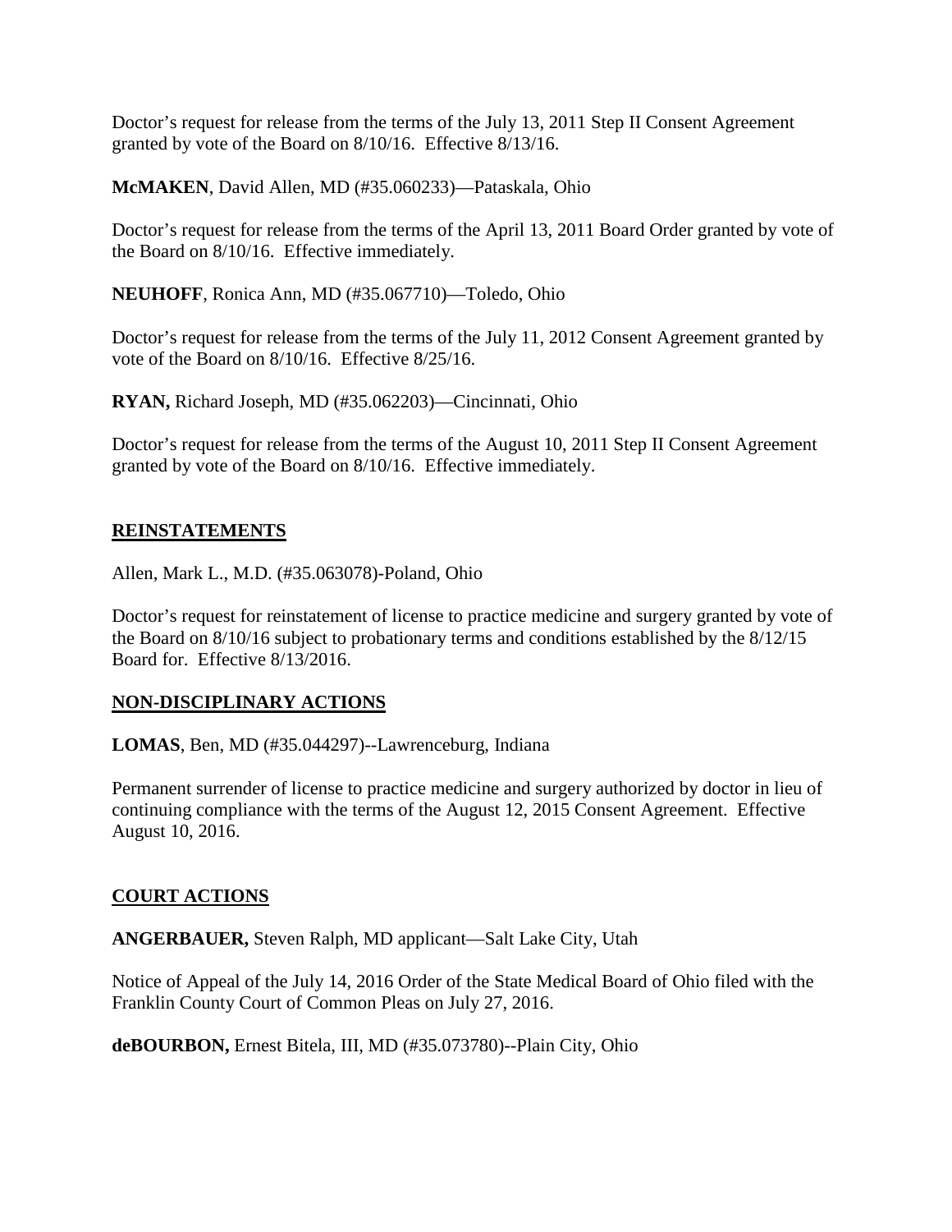Doctor's request for release from the terms of the July 13, 2011 Step II Consent Agreement granted by vote of the Board on 8/10/16. Effective 8/13/16.

**McMAKEN**, David Allen, MD (#35.060233)—Pataskala, Ohio

Doctor's request for release from the terms of the April 13, 2011 Board Order granted by vote of the Board on 8/10/16. Effective immediately.

**NEUHOFF**, Ronica Ann, MD (#35.067710)—Toledo, Ohio

Doctor's request for release from the terms of the July 11, 2012 Consent Agreement granted by vote of the Board on 8/10/16. Effective 8/25/16.

**RYAN,** Richard Joseph, MD (#35.062203)—Cincinnati, Ohio

Doctor's request for release from the terms of the August 10, 2011 Step II Consent Agreement granted by vote of the Board on 8/10/16. Effective immediately.

## REINSTATEMENTS

Allen, Mark L., M.D. (#35.063078)-Poland, Ohio

Doctor's request for reinstatement of license to practice medicine and surgery granted by vote of the Board on 8/10/16 subject to probationary terms and conditions established by the 8/12/15 Board for. Effective 8/13/2016.

## NON-DISCIPLINARY ACTIONS

**LOMAS**, Ben, MD (#35.044297)--Lawrenceburg, Indiana

Permanent surrender of license to practice medicine and surgery authorized by doctor in lieu of continuing compliance with the terms of the August 12, 2015 Consent Agreement. Effective August 10, 2016.

## COURT ACTIONS

**ANGERBAUER,** Steven Ralph, MD applicant—Salt Lake City, Utah

Notice of Appeal of the July 14, 2016 Order of the State Medical Board of Ohio filed with the Franklin County Court of Common Pleas on July 27, 2016.

**deBOURBON,** Ernest Bitela, III, MD (#35.073780)--Plain City, Ohio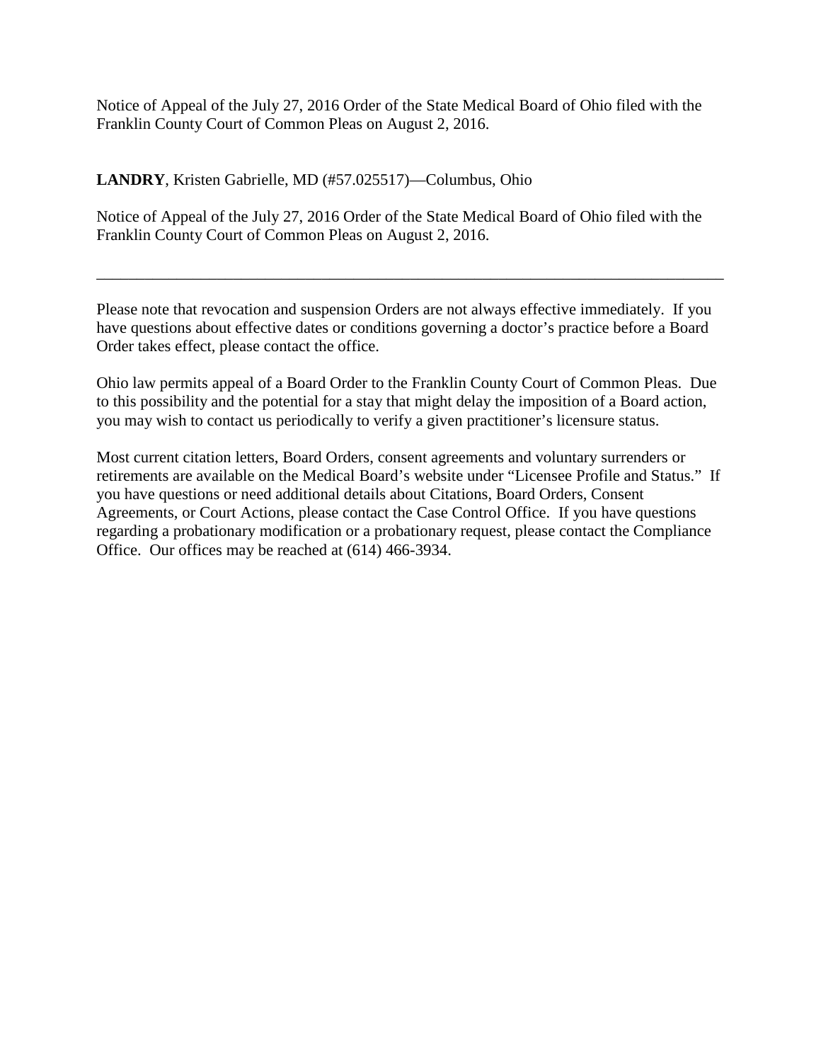Notice of Appeal of the July 27, 2016 Order of the State Medical Board of Ohio filed with the Franklin County Court of Common Pleas on August 2, 2016.

**LANDRY**, Kristen Gabrielle, MD (#57.025517)—Columbus, Ohio

Notice of Appeal of the July 27, 2016 Order of the State Medical Board of Ohio filed with the Franklin County Court of Common Pleas on August 2, 2016.

---

Please note that revocation and suspension Orders are not always effective immediately. If you have questions about effective dates or conditions governing a doctor's practice before a Board Order takes effect, please contact the office.

Ohio law permits appeal of a Board Order to the Franklin County Court of Common Pleas. Due to this possibility and the potential for a stay that might delay the imposition of a Board action, you may wish to contact us periodically to verify a given practitioner's licensure status.

Most current citation letters, Board Orders, consent agreements and voluntary surrenders or retirements are available on the Medical Board's website under "Licensee Profile and Status." If you have questions or need additional details about Citations, Board Orders, Consent Agreements, or Court Actions, please contact the Case Control Office. If you have questions regarding a probationary modification or a probationary request, please contact the Compliance Office. Our offices may be reached at (614) 466-3934.